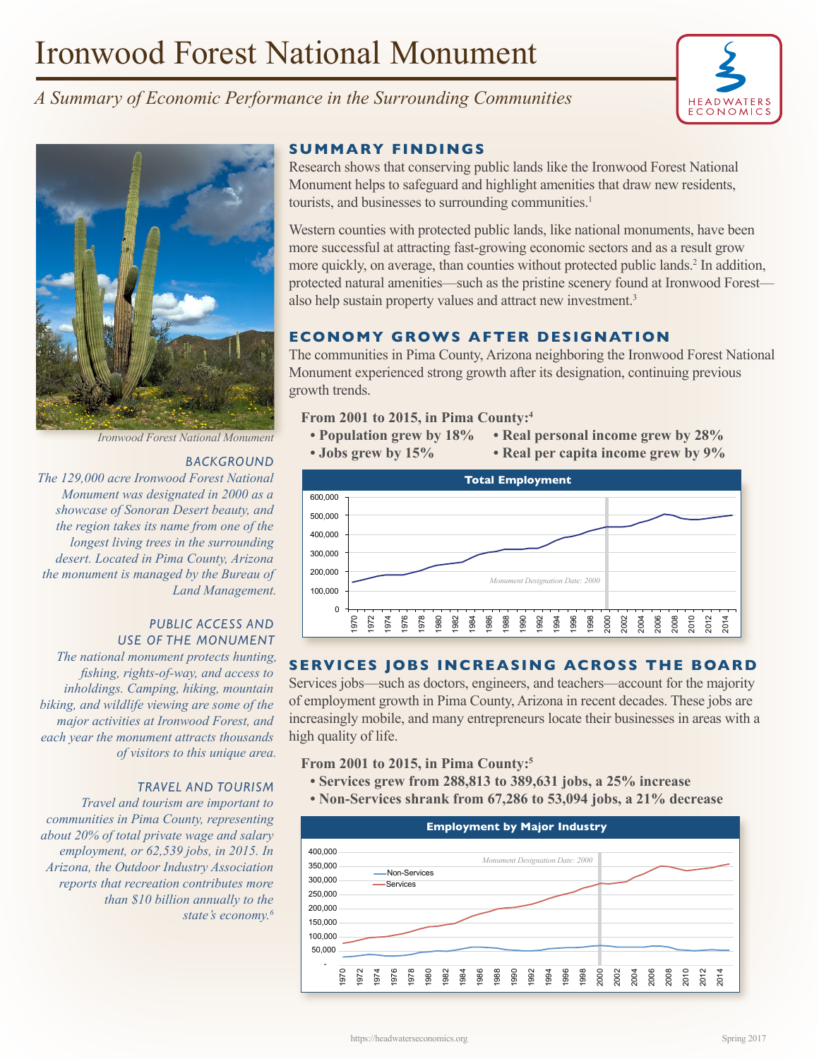# Ironwood Forest National Monument

*A Summary of Economic Performance in the Surrounding Communities*

*Ironwood Forest National Monument*

### BACKGROUND

*The 129,000 acre Ironwood Forest National Monument was designated in 2000 as a showcase of Sonoran Desert beauty, and the region takes its name from one of the longest living trees in the surrounding desert. Located in Pima County, Arizona the monument is managed by the Bureau of Land Management.*

### PUBLIC ACCESS AND USE OF THE MONUMENT

*The national monument protects hunting, fishing, rights-of-way, and access to inholdings. Camping, hiking, mountain biking, and wildlife viewing are some of the major activities at Ironwood Forest, and each year the monument attracts thousands of visitors to this unique area.*

### TRAVEL AND TOURISM

*Travel and tourism are important to communities in Pima County, representing about 20% of total private wage and salary employment, or 62,539 jobs, in 2015. In Arizona, the Outdoor Industry Association reports that recreation contributes more than $10 billion annually to the state's economy.[6]*

## SUMMARY FINDINGS

Research shows that conserving public lands like the Ironwood Forest National Monument helps to safeguard and highlight amenities that draw new residents, tourists, and businesses to surrounding communities.[1]

Western counties with protected public lands, like national monuments, have been more successful at attracting fast-growing economic sectors and as a result grow more quickly, on average, than counties without protected public lands.[2] In addition, protected natural amenities—such as the pristine scenery found at Ironwood Forest—also help sustain property values and attract new investment.[3]

## ECONOMY GROWS AFTER DESIGNATION

The communities in Pima County, Arizona neighboring the Ironwood Forest National Monument experienced strong growth after its designation, continuing previous growth trends.

**From 2001 to 2015, in Pima County:[4]**

- **Population grew by 18%**
- **Jobs grew by 15%**
- **Real personal income grew by 28%**
- **Real per capita income grew by 9%**

**Total Employment**

*Monument Designation Date: 2000*

## SERVICES JOBS INCREASING ACROSS THE BOARD

Services jobs—such as doctors, engineers, and teachers—account for the majority of employment growth in Pima County, Arizona in recent decades. These jobs are increasingly mobile, and many entrepreneurs locate their businesses in areas with a high quality of life.

**From 2001 to 2015, in Pima County:[5]**

- **Services grew from 288,813 to 389,631 jobs, a 25% increase**
- **Non-Services shrank from 67,286 to 53,094 jobs, a 21% decrease**

**Employment by Major Industry**

*Monument Designation Date: 2000*

Non-Services

Services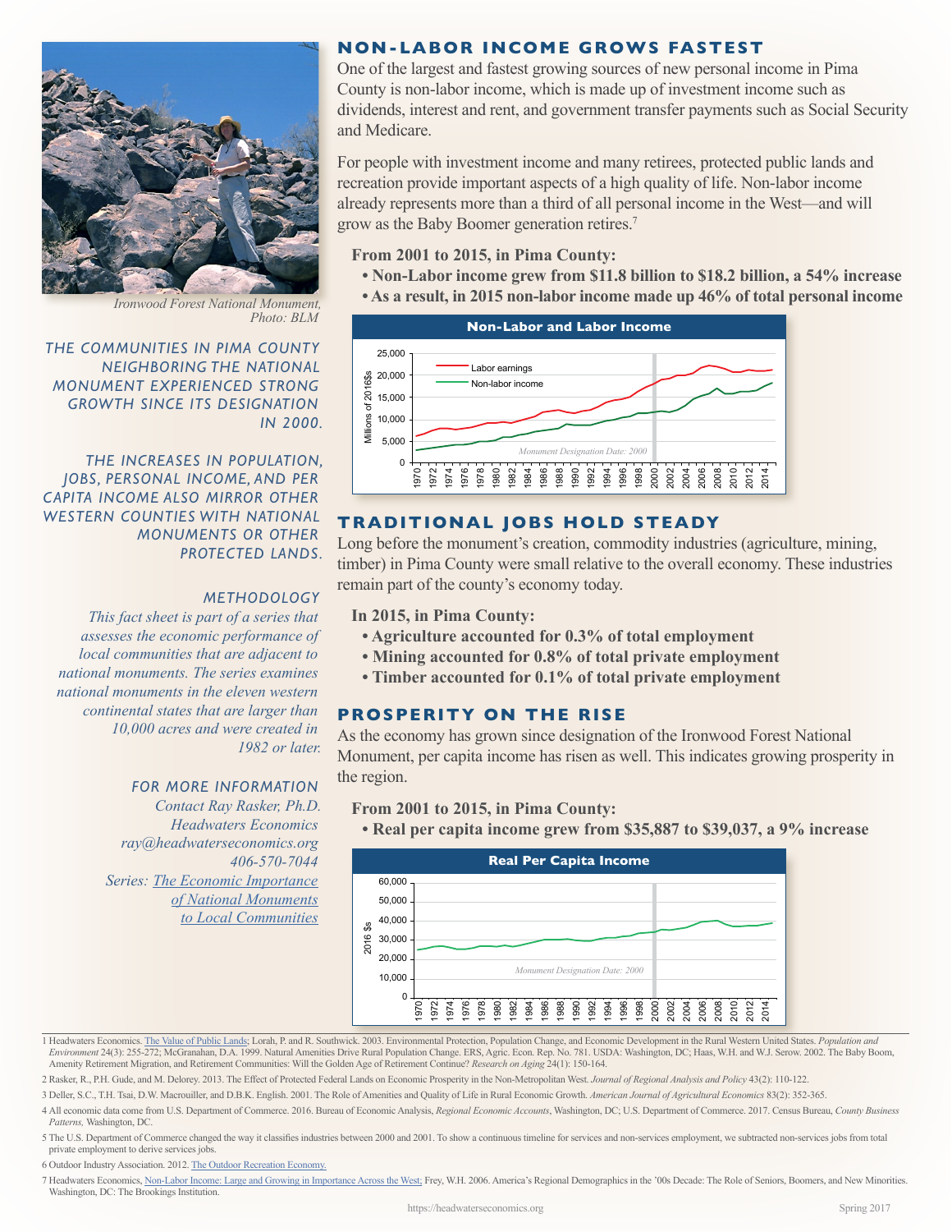Ironwood Forest National Monument, Photo: BLM

*THE COMMUNITIES IN PIMA COUNTY NEIGHBORING THE NATIONAL MONUMENT EXPERIENCED STRONG GROWTH SINCE ITS DESIGNATION IN 2000.*

*THE INCREASES IN POPULATION, JOBS, PERSONAL INCOME, AND PER CAPITA INCOME ALSO MIRROR OTHER WESTERN COUNTIES WITH NATIONAL MONUMENTS OR OTHER PROTECTED LANDS.*

*METHODOLOGY*

*This fact sheet is part of a series that assesses the economic performance of local communities that are adjacent to national monuments. The series examines national monuments in the eleven western continental states that are larger than 10,000 acres and were created in 1982 or later.*

*FOR MORE INFORMATION*

*Contact Ray Rasker, Ph.D.*
*Headwaters Economics*
*ray@headwaterseconomics.org*
*406-570-7044*
*Series: The Economic Importance of National Monuments to Local Communities*

## NON-LABOR INCOME GROWS FASTEST

One of the largest and fastest growing sources of new personal income in Pima County is non-labor income, which is made up of investment income such as dividends, interest and rent, and government transfer payments such as Social Security and Medicare.

For people with investment income and many retirees, protected public lands and recreation provide important aspects of a high quality of life. Non-labor income already represents more than a third of all personal income in the West—and will grow as the Baby Boomer generation retires.[7]

**From 2001 to 2015, in Pima County:**

- **Non-Labor income grew from $11.8 billion to $18.2 billion, a 54% increase**
- **As a result, in 2015 non-labor income made up 46% of total personal income**

Non-Labor and Labor Income

Millions of 2016$s

0
5,000
10,000
15,000
20,000
25,000

Labor earnings
Non-labor income

Monument Designation Date: 2000

1970 1972 1974 1976 1978 1980 1982 1984 1986 1988 1990 1992 1994 1996 1998 2000 2002 2004 2006 2008 2010 2012 2014

## TRADITIONAL JOBS HOLD STEADY

Long before the monument's creation, commodity industries (agriculture, mining, timber) in Pima County were small relative to the overall economy. These industries remain part of the county's economy today.

**In 2015, in Pima County:**

- **Agriculture accounted for 0.3% of total employment**
- **Mining accounted for 0.8% of total private employment**
- **Timber accounted for 0.1% of total private employment**

## PROSPERITY ON THE RISE

As the economy has grown since designation of the Ironwood Forest National Monument, per capita income has risen as well. This indicates growing prosperity in the region.

**From 2001 to 2015, in Pima County:**

- **Real per capita income grew from $35,887 to $39,037, a 9% increase**

Real Per Capita Income

2016 $s

0
10,000
20,000
30,000
40,000
50,000
60,000

Monument Designation Date: 2000

1970 1972 1974 1976 1978 1980 1982 1984 1986 1988 1990 1992 1994 1996 1998 2000 2002 2004 2006 2008 2010 2012 2014

---

1 Headwaters Economics. The Value of Public Lands; Lorah, P. and R. Southwick. 2003. Environmental Protection, Population Change, and Economic Development in the Rural Western United States. *Population and Environment* 24(3): 255-272; McGranahan, D.A. 1999. Natural Amenities Drive Rural Population Change. ERS, Agric. Econ. Rep. No. 781. USDA: Washington, DC; Haas, W.H. and W.J. Serow. 2002. The Baby Boom, Amenity Retirement Migration, and Retirement Communities: Will the Golden Age of Retirement Continue? *Research on Aging* 24(1): 150-164.

2 Rasker, R., P.H. Gude, and M. Delorey. 2013. The Effect of Protected Federal Lands on Economic Prosperity in the Non-Metropolitan West. *Journal of Regional Analysis and Policy* 43(2): 110-122.

3 Deller, S.C., T.H. Tsai, D.W. Macrouiller, and D.B.K. English. 2001. The Role of Amenities and Quality of Life in Rural Economic Growth. *American Journal of Agricultural Economics* 83(2): 352-365.

4 All economic data come from U.S. Department of Commerce. 2016. Bureau of Economic Analysis, *Regional Economic Accounts*, Washington, DC; U.S. Department of Commerce. 2017. Census Bureau, *County Business Patterns,* Washington, DC.

5 The U.S. Department of Commerce changed the way it classifies industries between 2000 and 2001. To show a continuous timeline for services and non-services employment, we subtracted non-services jobs from total private employment to derive services jobs.

6 Outdoor Industry Association. 2012. The Outdoor Recreation Economy.

7 Headwaters Economics, Non-Labor Income: Large and Growing in Importance Across the West; Frey, W.H. 2006. America's Regional Demographics in the '00s Decade: The Role of Seniors, Boomers, and New Minorities. Washington, DC: The Brookings Institution.

https://headwaterseconomics.org Spring 2017